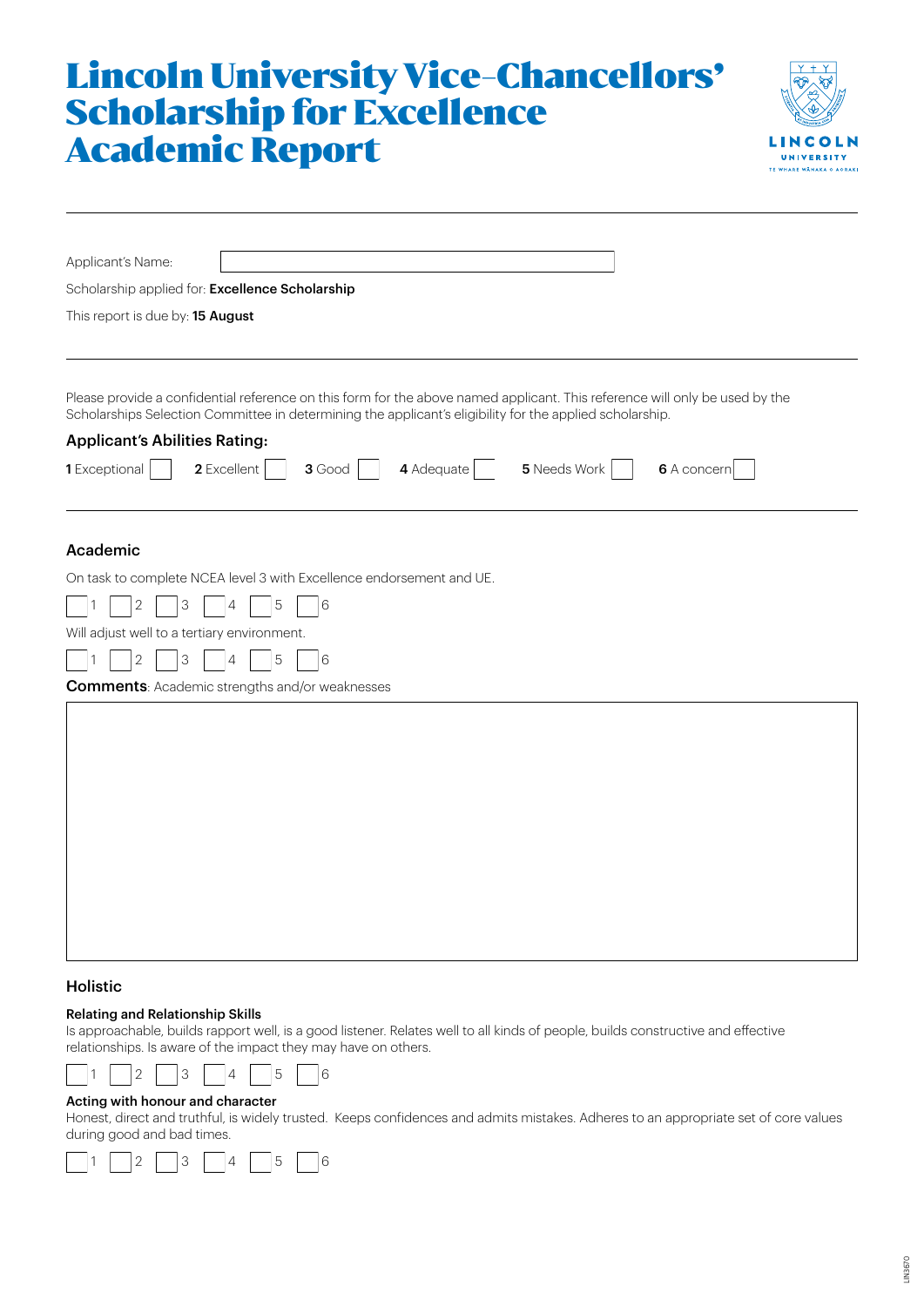# Lincoln University Vice-Chancellors' Scholarship for Excellence Academic Report

Applicant's Name: ____________________

Scholarship applied for: **Excellence Scholarship**

This report is due by: **15 August**

---

Please provide a confidential reference on this form for the above named applicant. This reference will only be used by the Scholarships Selection Committee in determining the applicant's eligibility for the applied scholarship.

### Applicant's Abilities Rating:

**1** Exceptional ☐ **2** Excellent ☐ **3** Good ☐ **4** Adequate ☐ **5** Needs Work ☐ **6** A concern ☐

---

## Academic

On task to complete NCEA level 3 with Excellence endorsement and UE.

☐ 1 ☐ 2 ☐ 3 ☐ 4 ☐ 5 ☐ 6

Will adjust well to a tertiary environment.

☐ 1 ☐ 2 ☐ 3 ☐ 4 ☐ 5 ☐ 6

**Comments**: Academic strengths and/or weaknesses

## Holistic

**Relating and Relationship Skills**
Is approachable, builds rapport well, is a good listener. Relates well to all kinds of people, builds constructive and effective relationships. Is aware of the impact they may have on others.

☐ 1 ☐ 2 ☐ 3 ☐ 4 ☐ 5 ☐ 6

**Acting with honour and character**
Honest, direct and truthful, is widely trusted. Keeps confidences and admits mistakes. Adheres to an appropriate set of core values during good and bad times.

☐ 1 ☐ 2 ☐ 3 ☐ 4 ☐ 5 ☐ 6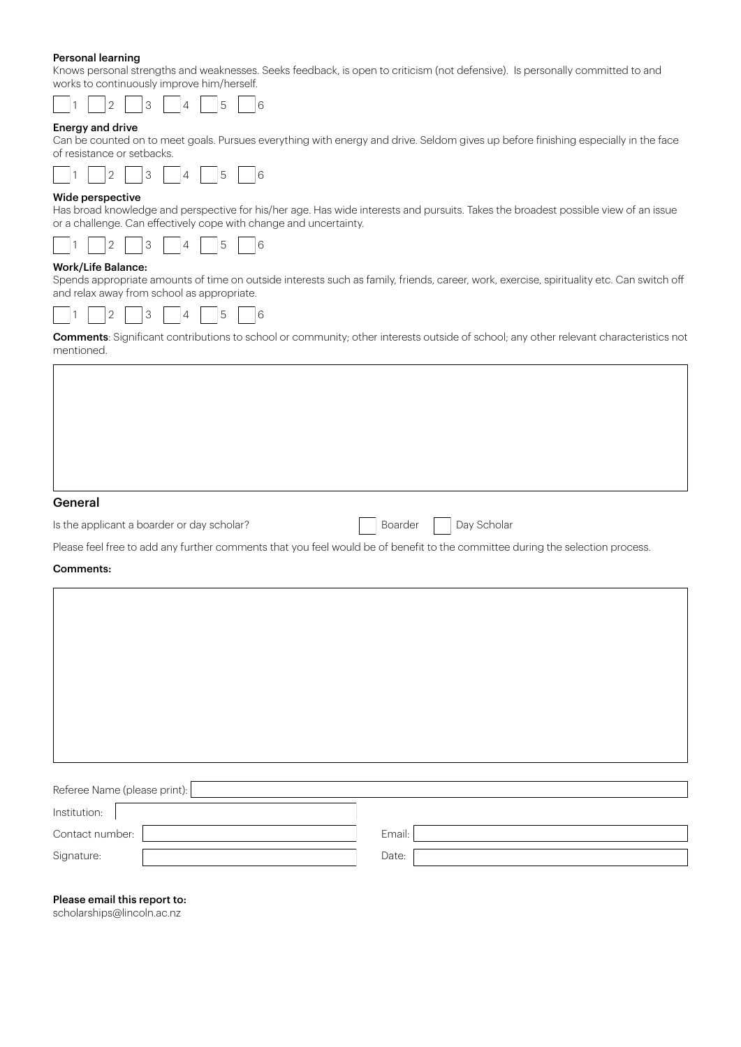**Personal learning**

Knows personal strengths and weaknesses. Seeks feedback, is open to criticism (not defensive). Is personally committed to and works to continuously improve him/herself.

☐ 1 ☐ 2 ☐ 3 ☐ 4 ☐ 5 ☐ 6

**Energy and drive**

Can be counted on to meet goals. Pursues everything with energy and drive. Seldom gives up before finishing especially in the face of resistance or setbacks.

☐ 1 ☐ 2 ☐ 3 ☐ 4 ☐ 5 ☐ 6

**Wide perspective**

Has broad knowledge and perspective for his/her age. Has wide interests and pursuits. Takes the broadest possible view of an issue or a challenge. Can effectively cope with change and uncertainty.

☐ 1 ☐ 2 ☐ 3 ☐ 4 ☐ 5 ☐ 6

**Work/Life Balance:**

Spends appropriate amounts of time on outside interests such as family, friends, career, work, exercise, spirituality etc. Can switch off and relax away from school as appropriate.

☐ 1 ☐ 2 ☐ 3 ☐ 4 ☐ 5 ☐ 6

**Comments**: Significant contributions to school or community; other interests outside of school; any other relevant characteristics not mentioned.

## General

Is the applicant a boarder or day scholar? ☐ Boarder ☐ Day Scholar

Please feel free to add any further comments that you feel would be of benefit to the committee during the selection process.

**Comments:**

Referee Name (please print):

Institution:

Contact number: Email:

Signature: Date:

**Please email this report to:**

scholarships@lincoln.ac.nz